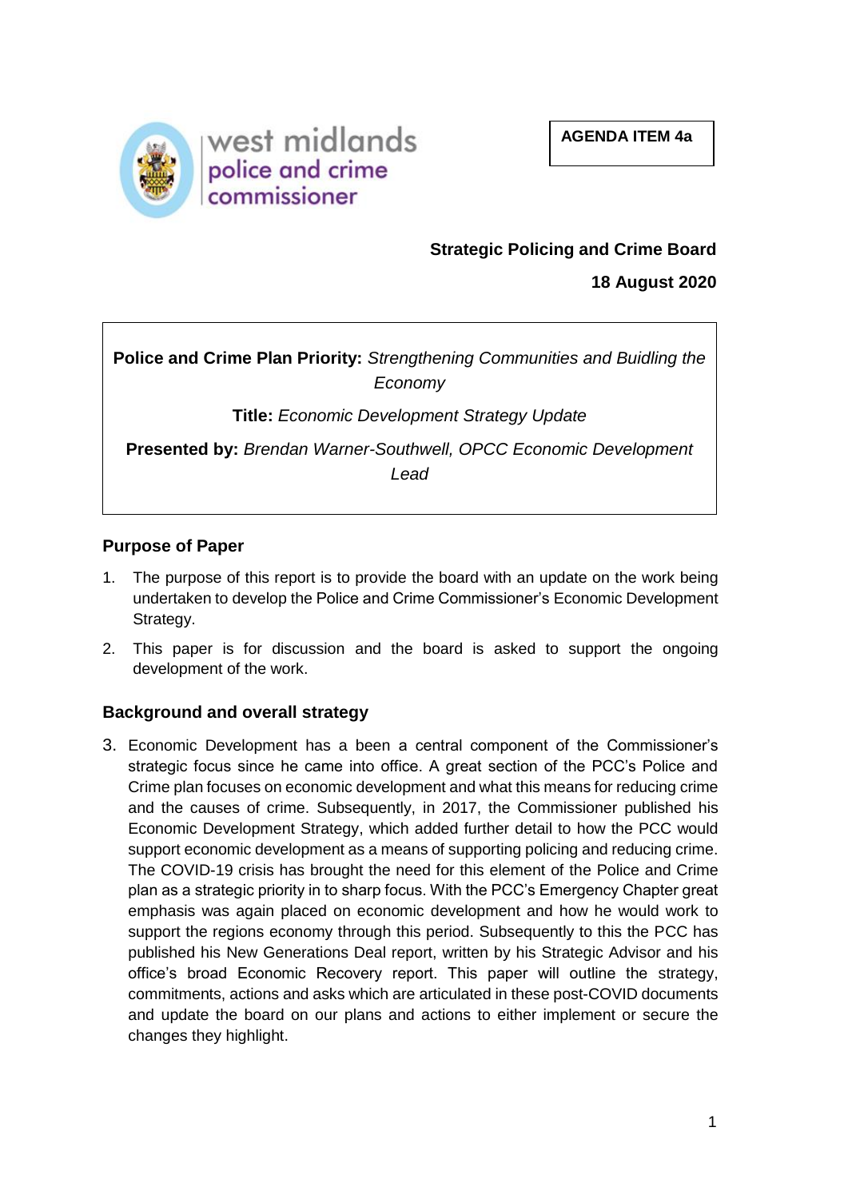west midlands police and crime commissioner

**AGENDA ITEM 4a**

**Strategic Policing and Crime Board**

**18 August 2020**

**Police and Crime Plan Priority:** *Strengthening Communities and Buidling the Economy*

**Title:** *Economic Development Strategy Update*

**Presented by:** *Brendan Warner-Southwell, OPCC Economic Development Lead*

## Purpose of Paper

1. The purpose of this report is to provide the board with an update on the work being undertaken to develop the Police and Crime Commissioner's Economic Development Strategy.
2. This paper is for discussion and the board is asked to support the ongoing development of the work.

## Background and overall strategy

3. Economic Development has a been a central component of the Commissioner's strategic focus since he came into office. A great section of the PCC's Police and Crime plan focuses on economic development and what this means for reducing crime and the causes of crime. Subsequently, in 2017, the Commissioner published his Economic Development Strategy, which added further detail to how the PCC would support economic development as a means of supporting policing and reducing crime. The COVID-19 crisis has brought the need for this element of the Police and Crime plan as a strategic priority in to sharp focus. With the PCC's Emergency Chapter great emphasis was again placed on economic development and how he would work to support the regions economy through this period. Subsequently to this the PCC has published his New Generations Deal report, written by his Strategic Advisor and his office's broad Economic Recovery report. This paper will outline the strategy, commitments, actions and asks which are articulated in these post-COVID documents and update the board on our plans and actions to either implement or secure the changes they highlight.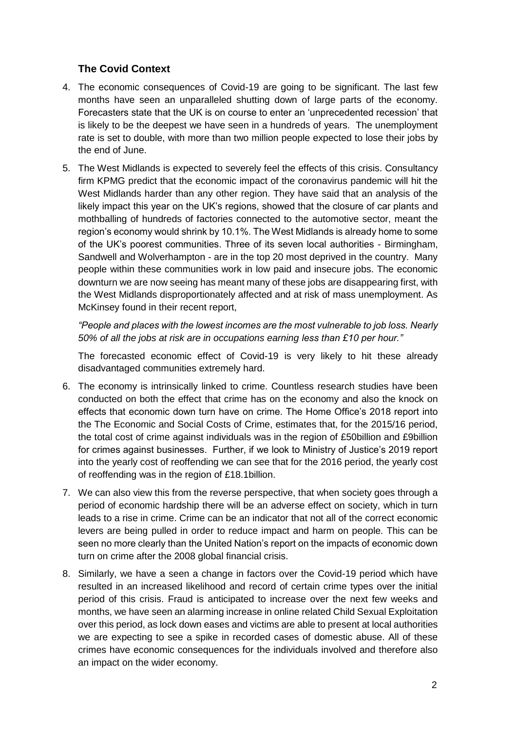### The Covid Context

4. The economic consequences of Covid-19 are going to be significant. The last few months have seen an unparalleled shutting down of large parts of the economy. Forecasters state that the UK is on course to enter an 'unprecedented recession' that is likely to be the deepest we have seen in a hundreds of years. The unemployment rate is set to double, with more than two million people expected to lose their jobs by the end of June.

5. The West Midlands is expected to severely feel the effects of this crisis. Consultancy firm KPMG predict that the economic impact of the coronavirus pandemic will hit the West Midlands harder than any other region. They have said that an analysis of the likely impact this year on the UK's regions, showed that the closure of car plants and mothballing of hundreds of factories connected to the automotive sector, meant the region's economy would shrink by 10.1%. The West Midlands is already home to some of the UK's poorest communities. Three of its seven local authorities - Birmingham, Sandwell and Wolverhampton - are in the top 20 most deprived in the country. Many people within these communities work in low paid and insecure jobs. The economic downturn we are now seeing has meant many of these jobs are disappearing first, with the West Midlands disproportionately affected and at risk of mass unemployment. As McKinsey found in their recent report,

   *"People and places with the lowest incomes are the most vulnerable to job loss. Nearly 50% of all the jobs at risk are in occupations earning less than £10 per hour."*

   The forecasted economic effect of Covid-19 is very likely to hit these already disadvantaged communities extremely hard.

6. The economy is intrinsically linked to crime. Countless research studies have been conducted on both the effect that crime has on the economy and also the knock on effects that economic down turn have on crime. The Home Office's 2018 report into the The Economic and Social Costs of Crime, estimates that, for the 2015/16 period, the total cost of crime against individuals was in the region of £50billion and £9billion for crimes against businesses. Further, if we look to Ministry of Justice's 2019 report into the yearly cost of reoffending we can see that for the 2016 period, the yearly cost of reoffending was in the region of £18.1billion.

7. We can also view this from the reverse perspective, that when society goes through a period of economic hardship there will be an adverse effect on society, which in turn leads to a rise in crime. Crime can be an indicator that not all of the correct economic levers are being pulled in order to reduce impact and harm on people. This can be seen no more clearly than the United Nation's report on the impacts of economic down turn on crime after the 2008 global financial crisis.

8. Similarly, we have a seen a change in factors over the Covid-19 period which have resulted in an increased likelihood and record of certain crime types over the initial period of this crisis. Fraud is anticipated to increase over the next few weeks and months, we have seen an alarming increase in online related Child Sexual Exploitation over this period, as lock down eases and victims are able to present at local authorities we are expecting to see a spike in recorded cases of domestic abuse. All of these crimes have economic consequences for the individuals involved and therefore also an impact on the wider economy.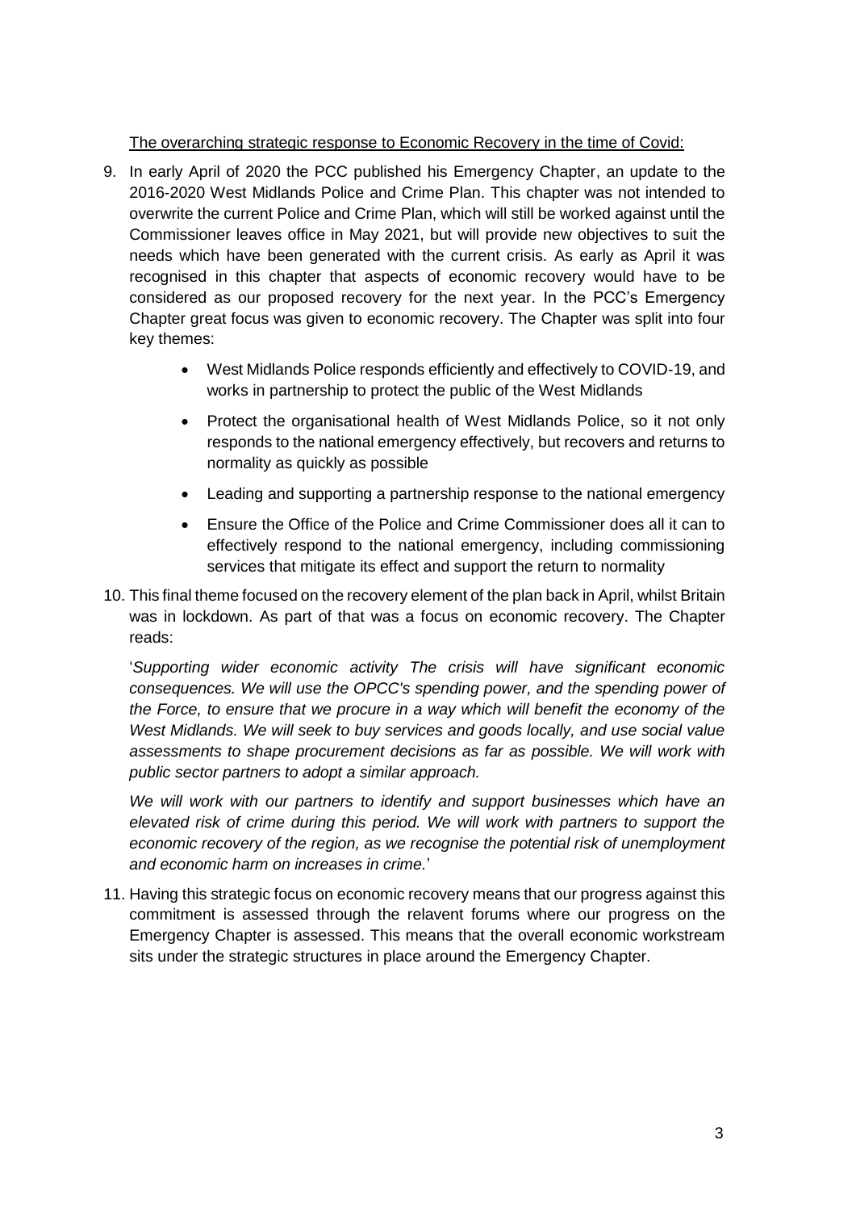The overarching strategic response to Economic Recovery in the time of Covid:

9. In early April of 2020 the PCC published his Emergency Chapter, an update to the 2016-2020 West Midlands Police and Crime Plan. This chapter was not intended to overwrite the current Police and Crime Plan, which will still be worked against until the Commissioner leaves office in May 2021, but will provide new objectives to suit the needs which have been generated with the current crisis. As early as April it was recognised in this chapter that aspects of economic recovery would have to be considered as our proposed recovery for the next year. In the PCC's Emergency Chapter great focus was given to economic recovery. The Chapter was split into four key themes:

   - West Midlands Police responds efficiently and effectively to COVID-19, and works in partnership to protect the public of the West Midlands
   - Protect the organisational health of West Midlands Police, so it not only responds to the national emergency effectively, but recovers and returns to normality as quickly as possible
   - Leading and supporting a partnership response to the national emergency
   - Ensure the Office of the Police and Crime Commissioner does all it can to effectively respond to the national emergency, including commissioning services that mitigate its effect and support the return to normality

10. This final theme focused on the recovery element of the plan back in April, whilst Britain was in lockdown. As part of that was a focus on economic recovery. The Chapter reads:

    '*Supporting wider economic activity The crisis will have significant economic consequences. We will use the OPCC's spending power, and the spending power of the Force, to ensure that we procure in a way which will benefit the economy of the West Midlands. We will seek to buy services and goods locally, and use social value assessments to shape procurement decisions as far as possible. We will work with public sector partners to adopt a similar approach.*

    *We will work with our partners to identify and support businesses which have an elevated risk of crime during this period. We will work with partners to support the economic recovery of the region, as we recognise the potential risk of unemployment and economic harm on increases in crime.*'

11. Having this strategic focus on economic recovery means that our progress against this commitment is assessed through the relavent forums where our progress on the Emergency Chapter is assessed. This means that the overall economic workstream sits under the strategic structures in place around the Emergency Chapter.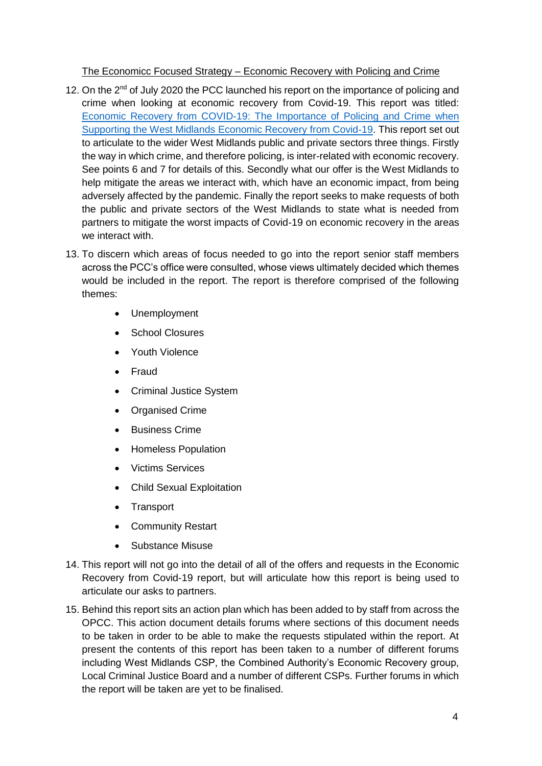<u>The Economicc Focused Strategy – Economic Recovery with Policing and Crime</u>

12. On the 2nd of July 2020 the PCC launched his report on the importance of policing and crime when looking at economic recovery from Covid-19. This report was titled: Economic Recovery from COVID-19: The Importance of Policing and Crime when Supporting the West Midlands Economic Recovery from Covid-19. This report set out to articulate to the wider West Midlands public and private sectors three things. Firstly the way in which crime, and therefore policing, is inter-related with economic recovery. See points 6 and 7 for details of this. Secondly what our offer is the West Midlands to help mitigate the areas we interact with, which have an economic impact, from being adversely affected by the pandemic. Finally the report seeks to make requests of both the public and private sectors of the West Midlands to state what is needed from partners to mitigate the worst impacts of Covid-19 on economic recovery in the areas we interact with.

13. To discern which areas of focus needed to go into the report senior staff members across the PCC's office were consulted, whose views ultimately decided which themes would be included in the report. The report is therefore comprised of the following themes:

    - Unemployment
    - School Closures
    - Youth Violence
    - Fraud
    - Criminal Justice System
    - Organised Crime
    - Business Crime
    - Homeless Population
    - Victims Services
    - Child Sexual Exploitation
    - Transport
    - Community Restart
    - Substance Misuse

14. This report will not go into the detail of all of the offers and requests in the Economic Recovery from Covid-19 report, but will articulate how this report is being used to articulate our asks to partners.

15. Behind this report sits an action plan which has been added to by staff from across the OPCC. This action document details forums where sections of this document needs to be taken in order to be able to make the requests stipulated within the report. At present the contents of this report has been taken to a number of different forums including West Midlands CSP, the Combined Authority's Economic Recovery group, Local Criminal Justice Board and a number of different CSPs. Further forums in which the report will be taken are yet to be finalised.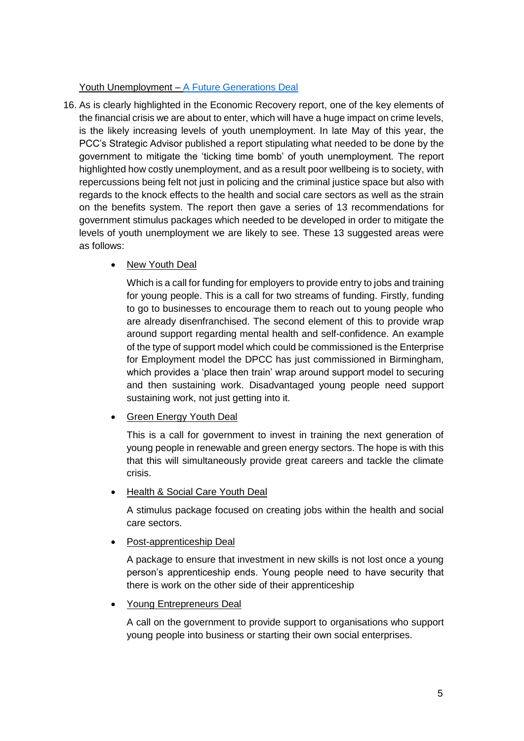Youth Unemployment – A Future Generations Deal

16. As is clearly highlighted in the Economic Recovery report, one of the key elements of the financial crisis we are about to enter, which will have a huge impact on crime levels, is the likely increasing levels of youth unemployment. In late May of this year, the PCC's Strategic Advisor published a report stipulating what needed to be done by the government to mitigate the 'ticking time bomb' of youth unemployment. The report highlighted how costly unemployment, and as a result poor wellbeing is to society, with repercussions being felt not just in policing and the criminal justice space but also with regards to the knock effects to the health and social care sectors as well as the strain on the benefits system. The report then gave a series of 13 recommendations for government stimulus packages which needed to be developed in order to mitigate the levels of youth unemployment we are likely to see. These 13 suggested areas were as follows:

    - New Youth Deal

      Which is a call for funding for employers to provide entry to jobs and training for young people. This is a call for two streams of funding. Firstly, funding to go to businesses to encourage them to reach out to young people who are already disenfranchised. The second element of this to provide wrap around support regarding mental health and self-confidence. An example of the type of support model which could be commissioned is the Enterprise for Employment model the DPCC has just commissioned in Birmingham, which provides a 'place then train' wrap around support model to securing and then sustaining work. Disadvantaged young people need support sustaining work, not just getting into it.

    - Green Energy Youth Deal

      This is a call for government to invest in training the next generation of young people in renewable and green energy sectors. The hope is with this that this will simultaneously provide great careers and tackle the climate crisis.

    - Health & Social Care Youth Deal

      A stimulus package focused on creating jobs within the health and social care sectors.

    - Post-apprenticeship Deal

      A package to ensure that investment in new skills is not lost once a young person's apprenticeship ends. Young people need to have security that there is work on the other side of their apprenticeship

    - Young Entrepreneurs Deal

      A call on the government to provide support to organisations who support young people into business or starting their own social enterprises.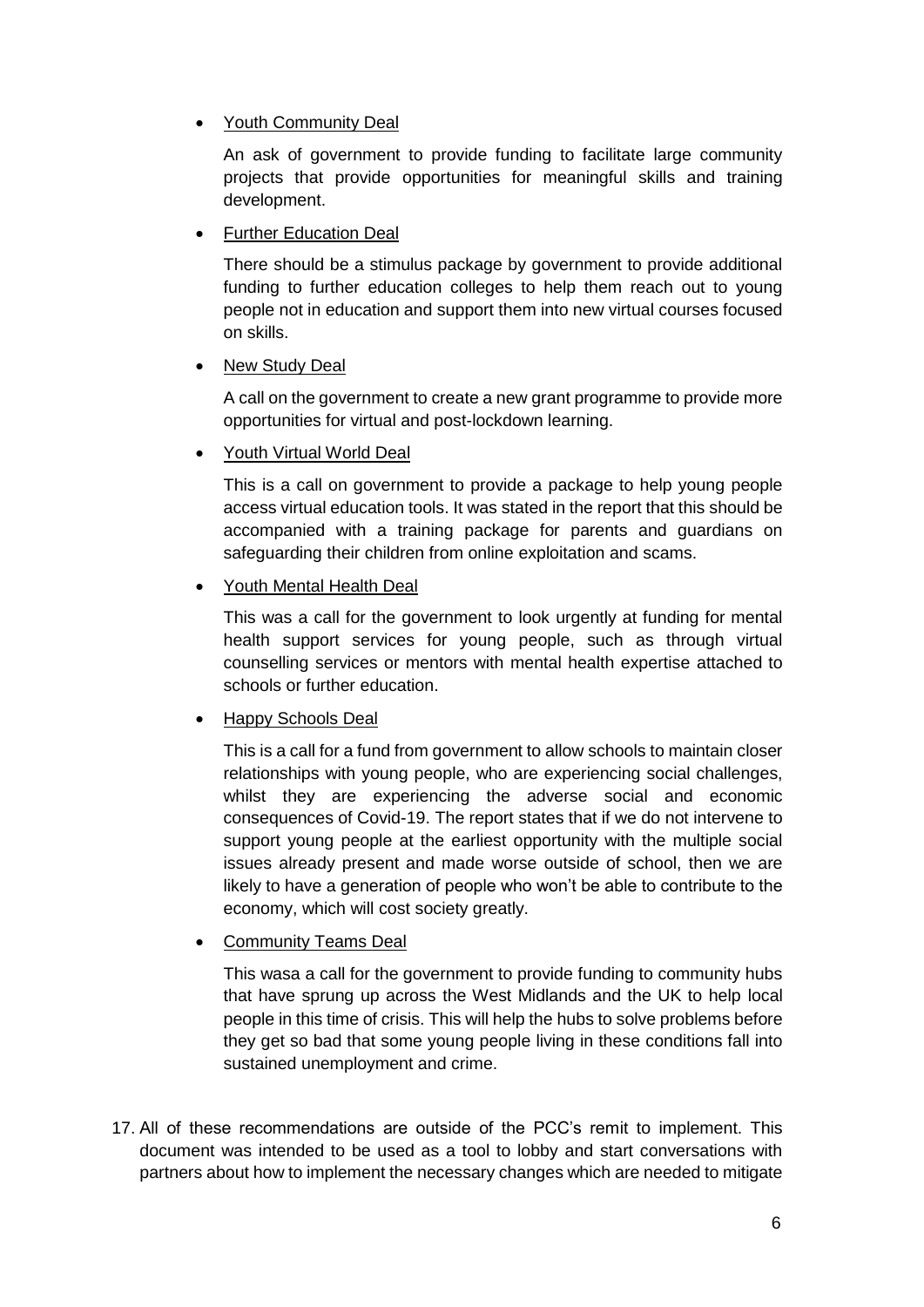- Youth Community Deal

  An ask of government to provide funding to facilitate large community projects that provide opportunities for meaningful skills and training development.

- Further Education Deal

  There should be a stimulus package by government to provide additional funding to further education colleges to help them reach out to young people not in education and support them into new virtual courses focused on skills.

- New Study Deal

  A call on the government to create a new grant programme to provide more opportunities for virtual and post-lockdown learning.

- Youth Virtual World Deal

  This is a call on government to provide a package to help young people access virtual education tools. It was stated in the report that this should be accompanied with a training package for parents and guardians on safeguarding their children from online exploitation and scams.

- Youth Mental Health Deal

  This was a call for the government to look urgently at funding for mental health support services for young people, such as through virtual counselling services or mentors with mental health expertise attached to schools or further education.

- Happy Schools Deal

  This is a call for a fund from government to allow schools to maintain closer relationships with young people, who are experiencing social challenges, whilst they are experiencing the adverse social and economic consequences of Covid-19. The report states that if we do not intervene to support young people at the earliest opportunity with the multiple social issues already present and made worse outside of school, then we are likely to have a generation of people who won't be able to contribute to the economy, which will cost society greatly.

- Community Teams Deal

  This wasa a call for the government to provide funding to community hubs that have sprung up across the West Midlands and the UK to help local people in this time of crisis. This will help the hubs to solve problems before they get so bad that some young people living in these conditions fall into sustained unemployment and crime.

17. All of these recommendations are outside of the PCC's remit to implement. This document was intended to be used as a tool to lobby and start conversations with partners about how to implement the necessary changes which are needed to mitigate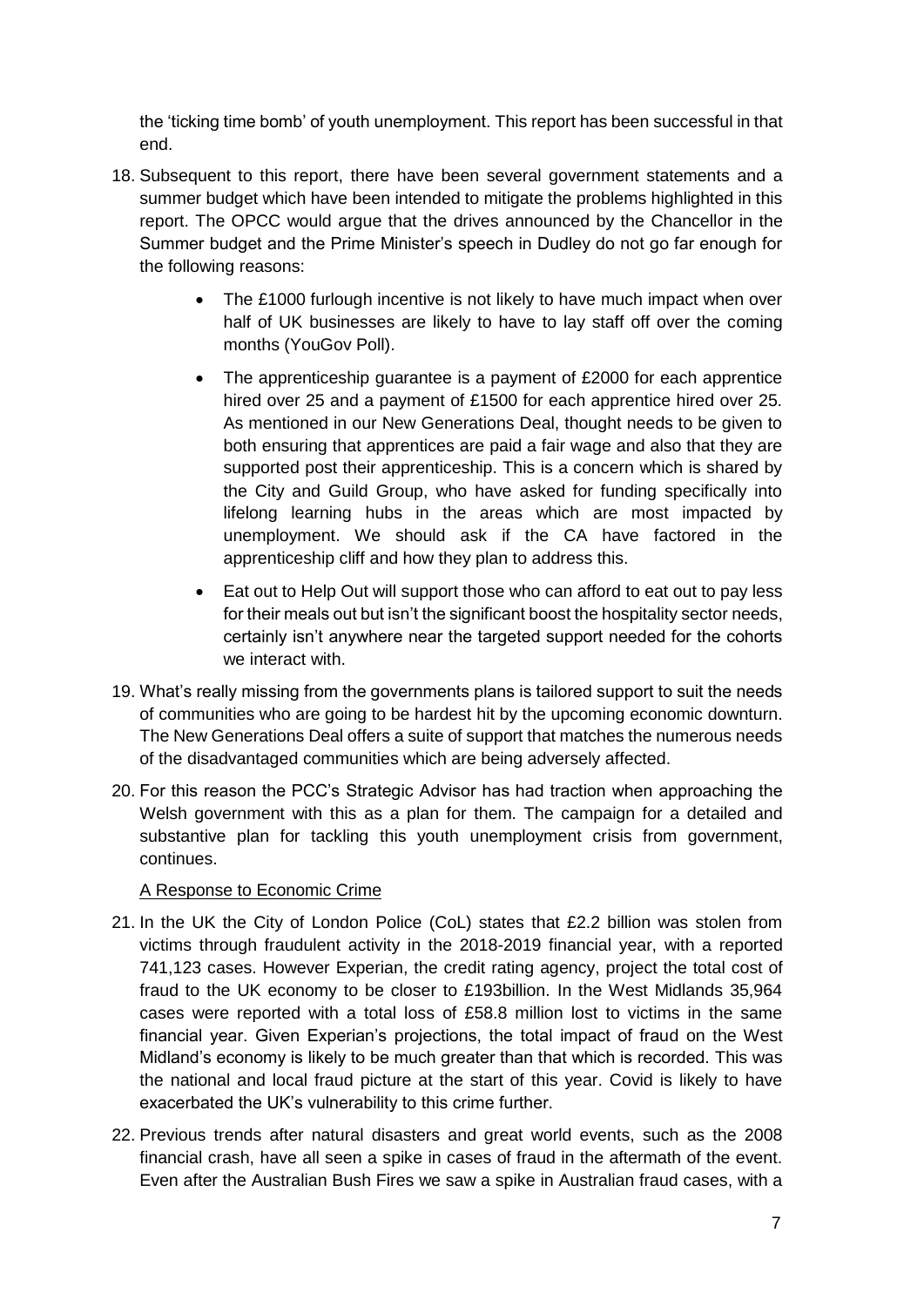the 'ticking time bomb' of youth unemployment. This report has been successful in that end.

18. Subsequent to this report, there have been several government statements and a summer budget which have been intended to mitigate the problems highlighted in this report. The OPCC would argue that the drives announced by the Chancellor in the Summer budget and the Prime Minister's speech in Dudley do not go far enough for the following reasons:

    - The £1000 furlough incentive is not likely to have much impact when over half of UK businesses are likely to have to lay staff off over the coming months (YouGov Poll).
    - The apprenticeship guarantee is a payment of £2000 for each apprentice hired over 25 and a payment of £1500 for each apprentice hired over 25. As mentioned in our New Generations Deal, thought needs to be given to both ensuring that apprentices are paid a fair wage and also that they are supported post their apprenticeship. This is a concern which is shared by the City and Guild Group, who have asked for funding specifically into lifelong learning hubs in the areas which are most impacted by unemployment. We should ask if the CA have factored in the apprenticeship cliff and how they plan to address this.
    - Eat out to Help Out will support those who can afford to eat out to pay less for their meals out but isn't the significant boost the hospitality sector needs, certainly isn't anywhere near the targeted support needed for the cohorts we interact with.

19. What's really missing from the governments plans is tailored support to suit the needs of communities who are going to be hardest hit by the upcoming economic downturn. The New Generations Deal offers a suite of support that matches the numerous needs of the disadvantaged communities which are being adversely affected.

20. For this reason the PCC's Strategic Advisor has had traction when approaching the Welsh government with this as a plan for them. The campaign for a detailed and substantive plan for tackling this youth unemployment crisis from government, continues.

A Response to Economic Crime

21. In the UK the City of London Police (CoL) states that £2.2 billion was stolen from victims through fraudulent activity in the 2018-2019 financial year, with a reported 741,123 cases. However Experian, the credit rating agency, project the total cost of fraud to the UK economy to be closer to £193billion. In the West Midlands 35,964 cases were reported with a total loss of £58.8 million lost to victims in the same financial year. Given Experian's projections, the total impact of fraud on the West Midland's economy is likely to be much greater than that which is recorded. This was the national and local fraud picture at the start of this year. Covid is likely to have exacerbated the UK's vulnerability to this crime further.

22. Previous trends after natural disasters and great world events, such as the 2008 financial crash, have all seen a spike in cases of fraud in the aftermath of the event. Even after the Australian Bush Fires we saw a spike in Australian fraud cases, with a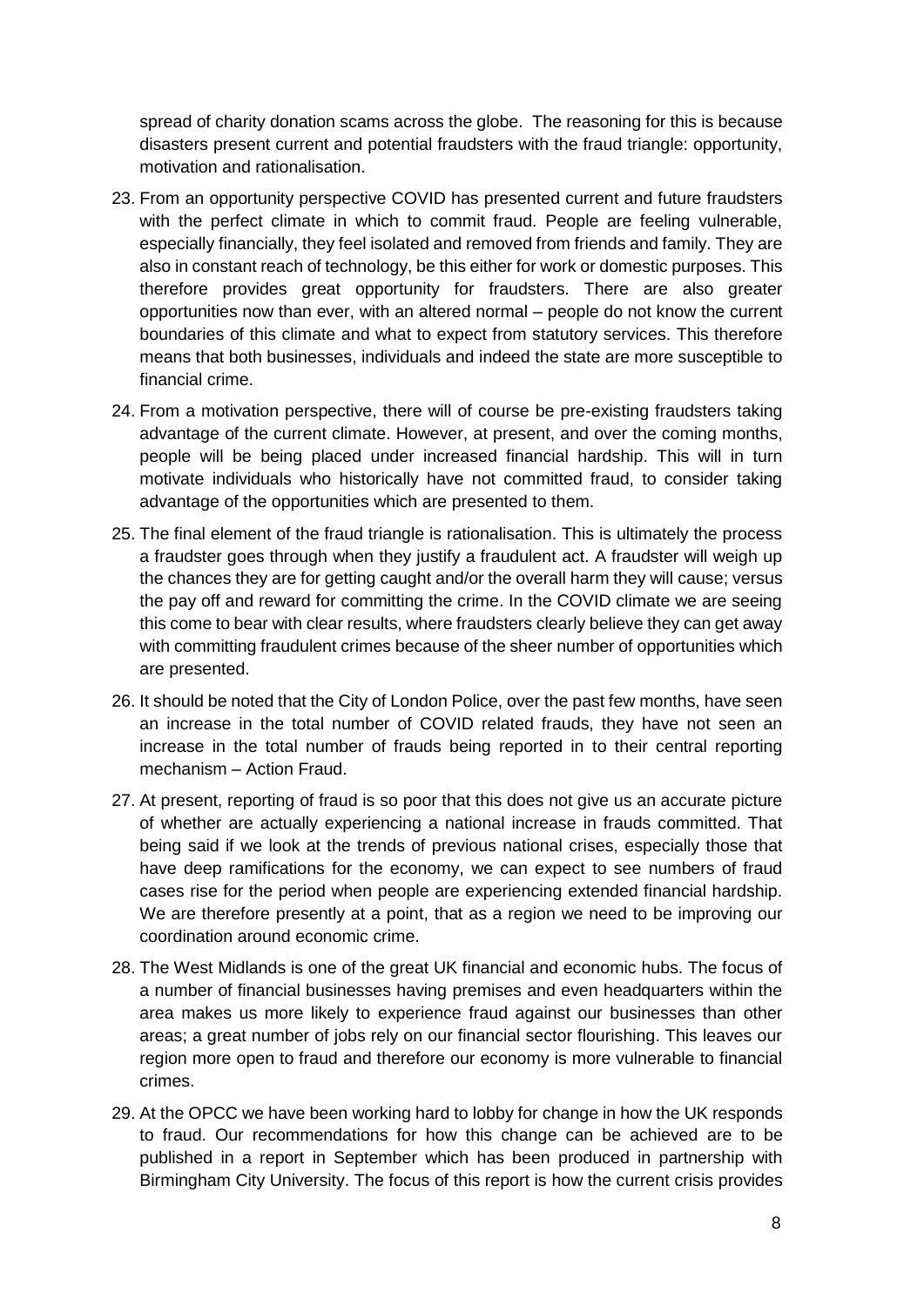spread of charity donation scams across the globe. The reasoning for this is because disasters present current and potential fraudsters with the fraud triangle: opportunity, motivation and rationalisation.

23. From an opportunity perspective COVID has presented current and future fraudsters with the perfect climate in which to commit fraud. People are feeling vulnerable, especially financially, they feel isolated and removed from friends and family. They are also in constant reach of technology, be this either for work or domestic purposes. This therefore provides great opportunity for fraudsters. There are also greater opportunities now than ever, with an altered normal – people do not know the current boundaries of this climate and what to expect from statutory services. This therefore means that both businesses, individuals and indeed the state are more susceptible to financial crime.

24. From a motivation perspective, there will of course be pre-existing fraudsters taking advantage of the current climate. However, at present, and over the coming months, people will be being placed under increased financial hardship. This will in turn motivate individuals who historically have not committed fraud, to consider taking advantage of the opportunities which are presented to them.

25. The final element of the fraud triangle is rationalisation. This is ultimately the process a fraudster goes through when they justify a fraudulent act. A fraudster will weigh up the chances they are for getting caught and/or the overall harm they will cause; versus the pay off and reward for committing the crime. In the COVID climate we are seeing this come to bear with clear results, where fraudsters clearly believe they can get away with committing fraudulent crimes because of the sheer number of opportunities which are presented.

26. It should be noted that the City of London Police, over the past few months, have seen an increase in the total number of COVID related frauds, they have not seen an increase in the total number of frauds being reported in to their central reporting mechanism – Action Fraud.

27. At present, reporting of fraud is so poor that this does not give us an accurate picture of whether are actually experiencing a national increase in frauds committed. That being said if we look at the trends of previous national crises, especially those that have deep ramifications for the economy, we can expect to see numbers of fraud cases rise for the period when people are experiencing extended financial hardship. We are therefore presently at a point, that as a region we need to be improving our coordination around economic crime.

28. The West Midlands is one of the great UK financial and economic hubs. The focus of a number of financial businesses having premises and even headquarters within the area makes us more likely to experience fraud against our businesses than other areas; a great number of jobs rely on our financial sector flourishing. This leaves our region more open to fraud and therefore our economy is more vulnerable to financial crimes.

29. At the OPCC we have been working hard to lobby for change in how the UK responds to fraud. Our recommendations for how this change can be achieved are to be published in a report in September which has been produced in partnership with Birmingham City University. The focus of this report is how the current crisis provides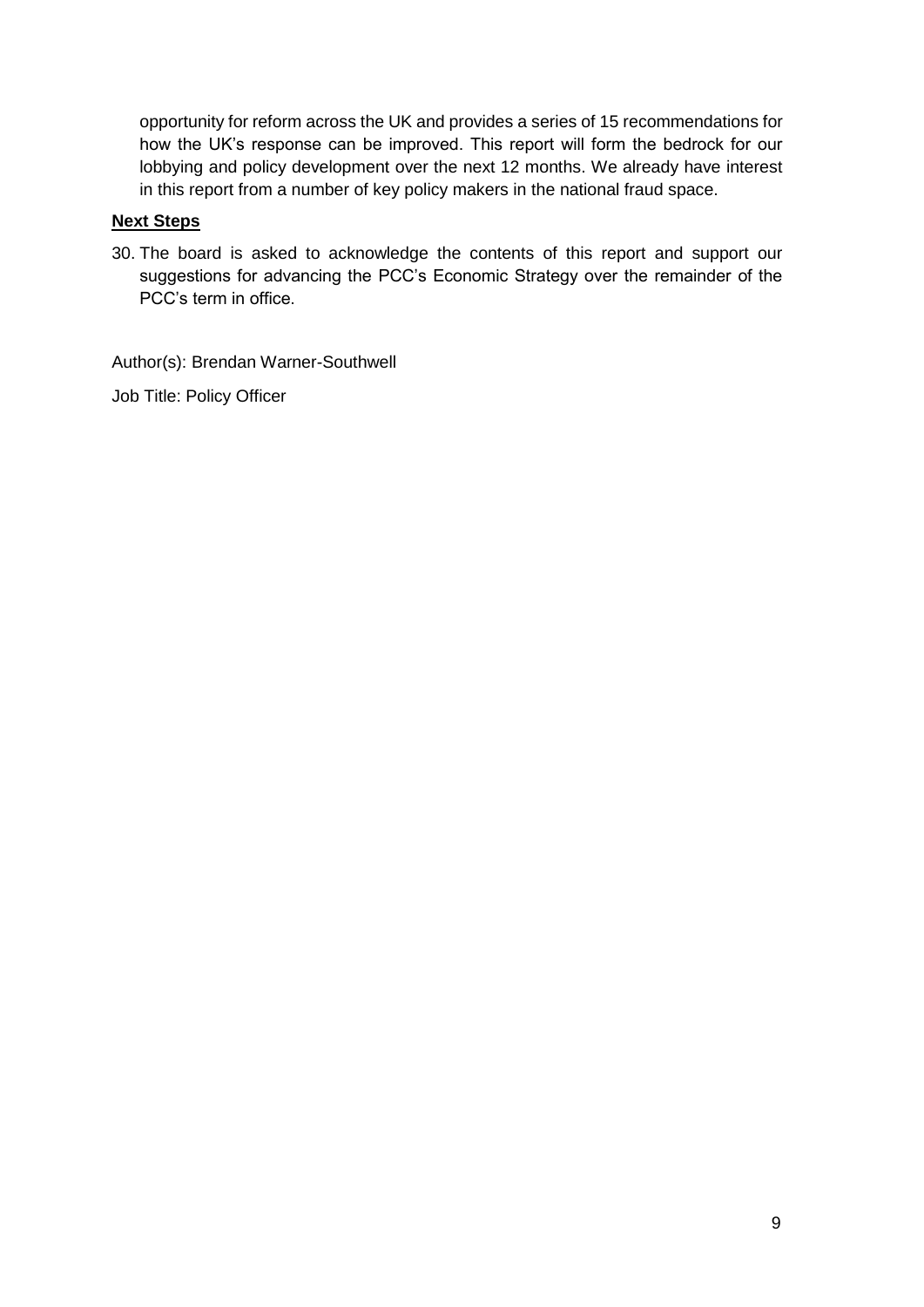opportunity for reform across the UK and provides a series of 15 recommendations for how the UK's response can be improved. This report will form the bedrock for our lobbying and policy development over the next 12 months. We already have interest in this report from a number of key policy makers in the national fraud space.

**Next Steps**

30. The board is asked to acknowledge the contents of this report and support our suggestions for advancing the PCC's Economic Strategy over the remainder of the PCC's term in office.

Author(s): Brendan Warner-Southwell

Job Title: Policy Officer